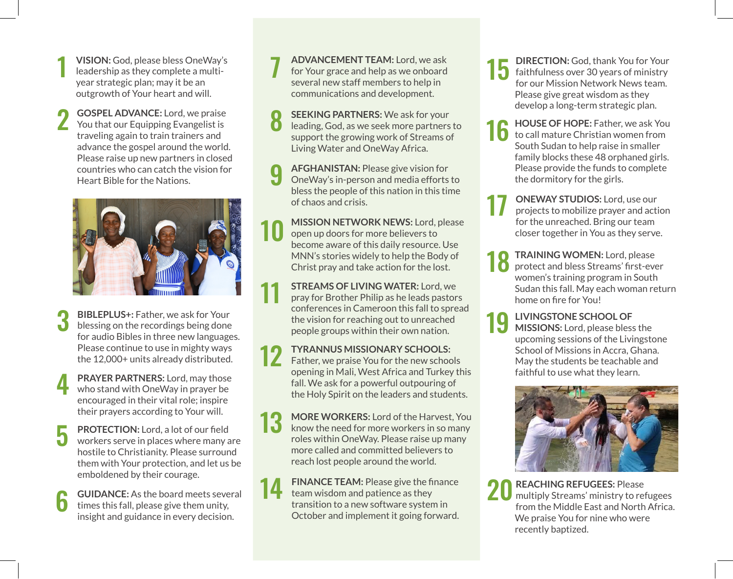1. **VISION:** God, please bless OneWay's leadership as they complete a multi-year strategic plan; may it be an outgrowth of Your heart and will.

2. **GOSPEL ADVANCE:** Lord, we praise You that our Equipping Evangelist is traveling again to train trainers and advance the gospel around the world. Please raise up new partners in closed countries who can catch the vision for Heart Bible for the Nations.

3. **BIBLEPLUS+:** Father, we ask for Your blessing on the recordings being done for audio Bibles in three new languages. Please continue to use in mighty ways the 12,000+ units already distributed.

4. **PRAYER PARTNERS:** Lord, may those who stand with OneWay in prayer be encouraged in their vital role; inspire their prayers according to Your will.

5. **PROTECTION:** Lord, a lot of our field workers serve in places where many are hostile to Christianity. Please surround them with Your protection, and let us be emboldened by their courage.

6. **GUIDANCE:** As the board meets several times this fall, please give them unity, insight and guidance in every decision.

7. **ADVANCEMENT TEAM:** Lord, we ask for Your grace and help as we onboard several new staff members to help in communications and development.

8. **SEEKING PARTNERS:** We ask for your leading, God, as we seek more partners to support the growing work of Streams of Living Water and OneWay Africa.

9. **AFGHANISTAN:** Please give vision for OneWay's in-person and media efforts to bless the people of this nation in this time of chaos and crisis.

10. **MISSION NETWORK NEWS:** Lord, please open up doors for more believers to become aware of this daily resource. Use MNN's stories widely to help the Body of Christ pray and take action for the lost.

11. **STREAMS OF LIVING WATER:** Lord, we pray for Brother Philip as he leads pastors conferences in Cameroon this fall to spread the vision for reaching out to unreached people groups within their own nation.

12. **TYRANNUS MISSIONARY SCHOOLS:** Father, we praise You for the new schools opening in Mali, West Africa and Turkey this fall. We ask for a powerful outpouring of the Holy Spirit on the leaders and students.

13. **MORE WORKERS:** Lord of the Harvest, You know the need for more workers in so many roles within OneWay. Please raise up many more called and committed believers to reach lost people around the world.

14. **FINANCE TEAM:** Please give the finance team wisdom and patience as they transition to a new software system in October and implement it going forward.

15. **DIRECTION:** God, thank You for Your faithfulness over 30 years of ministry for our Mission Network News team. Please give great wisdom as they develop a long-term strategic plan.

16. **HOUSE OF HOPE:** Father, we ask You to call mature Christian women from South Sudan to help raise in smaller family blocks these 48 orphaned girls. Please provide the funds to complete the dormitory for the girls.

17. **ONEWAY STUDIOS:** Lord, use our projects to mobilize prayer and action for the unreached. Bring our team closer together in You as they serve.

18. **TRAINING WOMEN:** Lord, please protect and bless Streams' first-ever women's training program in South Sudan this fall. May each woman return home on fire for You!

19. **LIVINGSTONE SCHOOL OF MISSIONS:** Lord, please bless the upcoming sessions of the Livingstone School of Missions in Accra, Ghana. May the students be teachable and faithful to use what they learn.

20. **REACHING REFUGEES:** Please multiply Streams' ministry to refugees from the Middle East and North Africa. We praise You for nine who were recently baptized.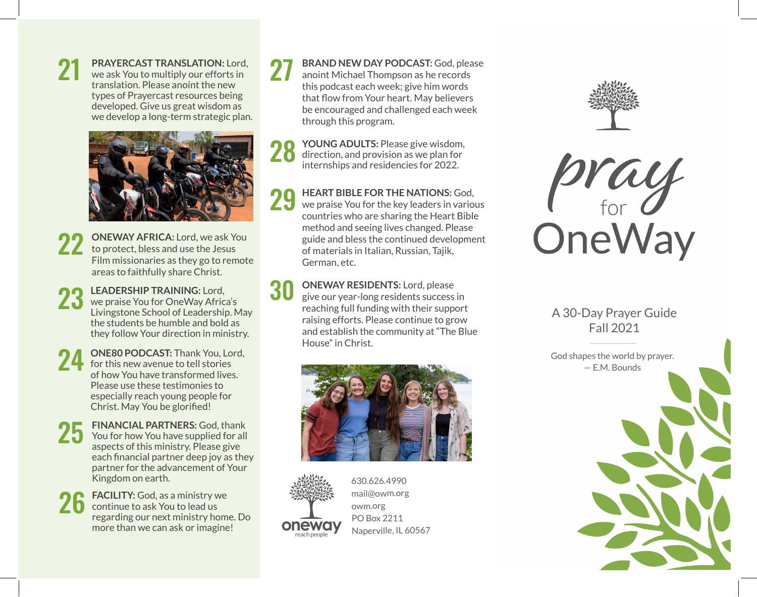**21** **PRAYERCAST TRANSLATION:** Lord, we ask You to multiply our efforts in translation. Please anoint the new types of Prayercast resources being developed. Give us great wisdom as we develop a long-term strategic plan.

**22** **ONEWAY AFRICA:** Lord, we ask You to protect, bless and use the Jesus Film missionaries as they go to remote areas to faithfully share Christ.

**23** **LEADERSHIP TRAINING:** Lord, we praise You for OneWay Africa's Livingstone School of Leadership. May the students be humble and bold as they follow Your direction in ministry.

**24** **ONE80 PODCAST:** Thank You, Lord, for this new avenue to tell stories of how You have transformed lives. Please use these testimonies to especially reach young people for Christ. May You be glorified!

**25** **FINANCIAL PARTNERS:** God, thank You for how You have supplied for all aspects of this ministry. Please give each financial partner deep joy as they partner for the advancement of Your Kingdom on earth.

**26** **FACILITY:** God, as a ministry we continue to ask You to lead us regarding our next ministry home. Do more than we can ask or imagine!

**27** **BRAND NEW DAY PODCAST:** God, please anoint Michael Thompson as he records this podcast each week; give him words that flow from Your heart. May believers be encouraged and challenged each week through this program.

**28** **YOUNG ADULTS:** Please give wisdom, direction, and provision as we plan for internships and residencies for 2022.

**29** **HEART BIBLE FOR THE NATIONS:** God, we praise You for the key leaders in various countries who are sharing the Heart Bible method and seeing lives changed. Please guide and bless the continued development of materials in Italian, Russian, Tajik, German, etc.

**30** **ONEWAY RESIDENTS:** Lord, please give our year-long residents success in reaching full funding with their support raising efforts. Please continue to grow and establish the community at "The Blue House" in Christ.

oneway
reach people

630.626.4990
mail@owm.org
owm.org
PO Box 2211
Naperville, IL 60567

# *pray* for OneWay

A 30-Day Prayer Guide
Fall 2021

God shapes the world by prayer.
— E.M. Bounds